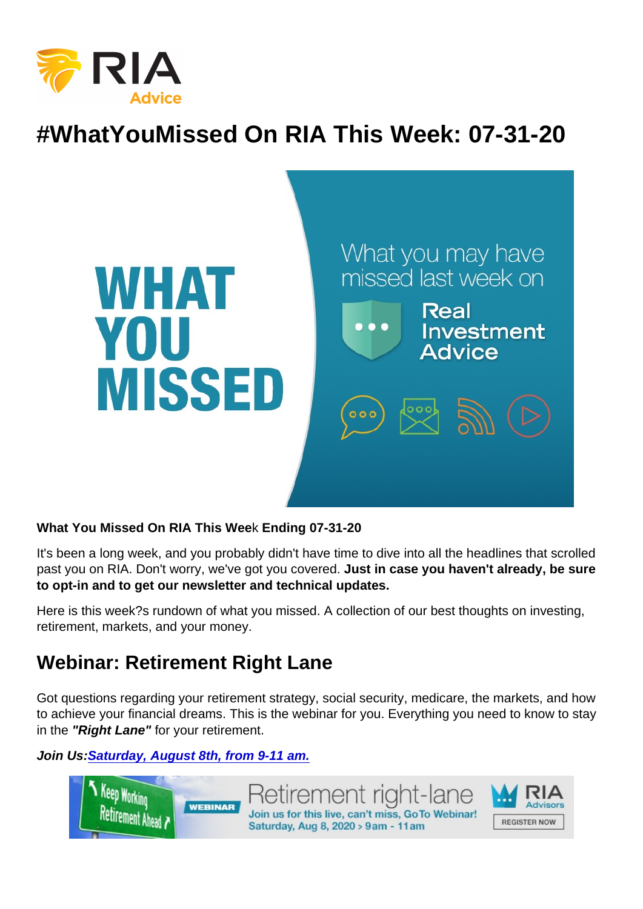# #WhatYouMissed On RIA This Week: 07-31-20

**What You Missed On RIA This Week Ending 07-31-20**

It's been a long week, and you probably didn't have time to dive into all the headlines that scrolled past you on RIA. Don't worry, we've got you covered. **Just in case you haven't already, be sure to opt-in and to get our newsletter and technical updates.**

Here is this week?s rundown of what you missed. A collection of our best thoughts on investing, retirement, markets, and your money.

## Webinar: Retirement Right Lane

Got questions regarding your retirement strategy, social security, medicare, the markets, and how to achieve your financial dreams. This is the webinar for you. Everything you need to know to stay in the ***"Right Lane"*** for your retirement.

***Join Us:*** ***Saturday, August 8th, from 9-11 am.***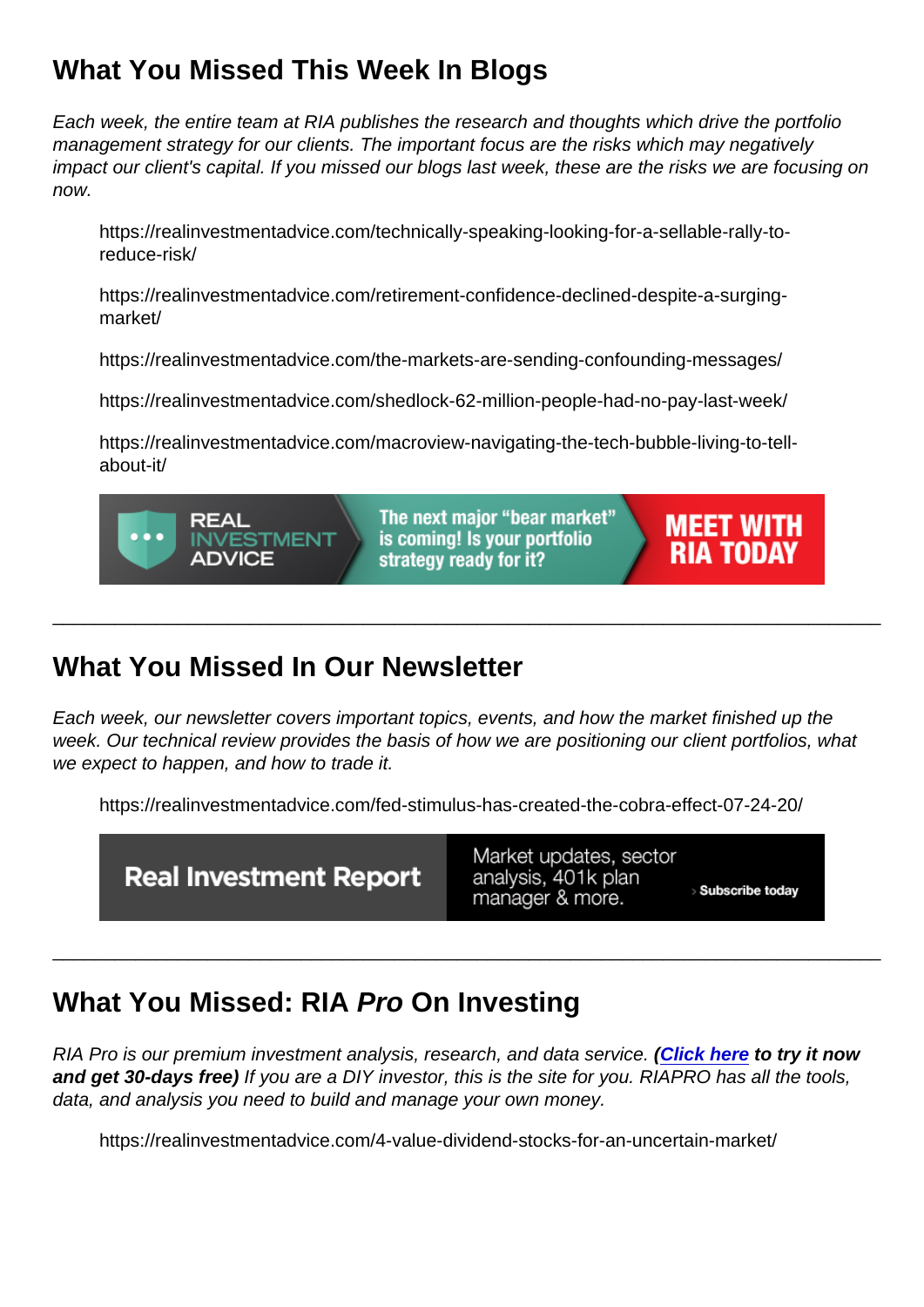## What You Missed This Week In Blogs

*Each week, the entire team at RIA publishes the research and thoughts which drive the portfolio management strategy for our clients. The important focus are the risks which may negatively impact our client's capital. If you missed our blogs last week, these are the risks we are focusing on now.*

https://realinvestmentadvice.com/technically-speaking-looking-for-a-sellable-rally-to-reduce-risk/

https://realinvestmentadvice.com/retirement-confidence-declined-despite-a-surging-market/

https://realinvestmentadvice.com/the-markets-are-sending-confounding-messages/

https://realinvestmentadvice.com/shedlock-62-million-people-had-no-pay-last-week/

https://realinvestmentadvice.com/macroview-navigating-the-tech-bubble-living-to-tell-about-it/

REAL INVESTMENT ADVICE — The next major "bear market" is coming! Is your portfolio strategy ready for it? — MEET WITH RIA TODAY

---

## What You Missed In Our Newsletter

*Each week, our newsletter covers important topics, events, and how the market finished up the week. Our technical review provides the basis of how we are positioning our client portfolios, what we expect to happen, and how to trade it.*

https://realinvestmentadvice.com/fed-stimulus-has-created-the-cobra-effect-07-24-20/

Real Investment Report — Market updates, sector analysis, 401k plan manager & more. › Subscribe today

---

## What You Missed: RIA *Pro* On Investing

*RIA Pro is our premium investment analysis, research, and data service.* ***(Click here to try it now and get 30-days free)*** *If you are a DIY investor, this is the site for you. RIAPRO has all the tools, data, and analysis you need to build and manage your own money.*

https://realinvestmentadvice.com/4-value-dividend-stocks-for-an-uncertain-market/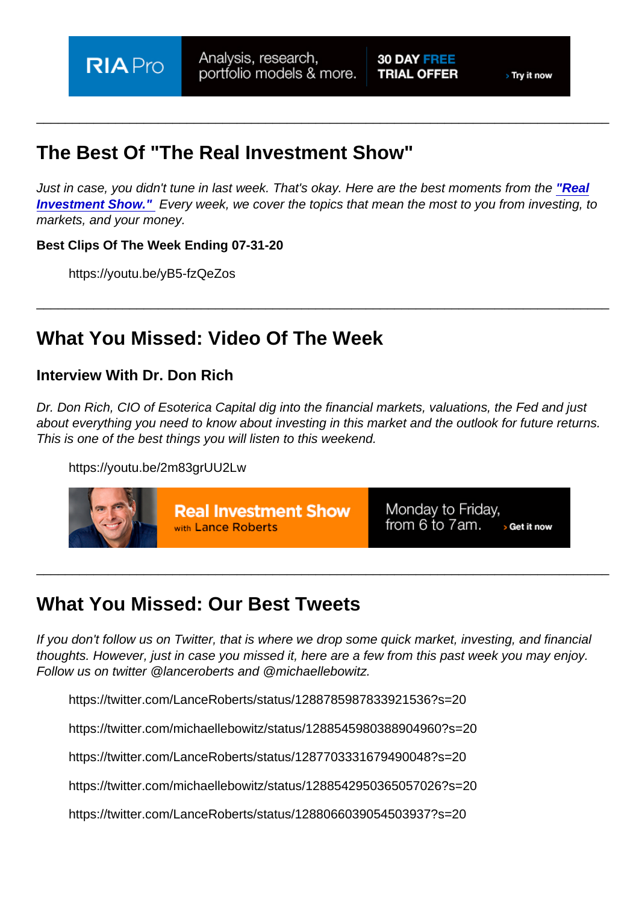---

## The Best Of "The Real Investment Show"

*Just in case, you didn't tune in last week. That's okay. Here are the best moments from the **"Real Investment Show."** Every week, we cover the topics that mean the most to you from investing, to markets, and your money.*

**Best Clips Of The Week Ending 07-31-20**

https://youtu.be/yB5-fzQeZos

---

## What You Missed: Video Of The Week

### Interview With Dr. Don Rich

*Dr. Don Rich, CIO of Esoterica Capital dig into the financial markets, valuations, the Fed and just about everything you need to know about investing in this market and the outlook for future returns. This is one of the best things you will listen to this weekend.*

https://youtu.be/2m83grUU2Lw

---

## What You Missed: Our Best Tweets

*If you don't follow us on Twitter, that is where we drop some quick market, investing, and financial thoughts. However, just in case you missed it, here are a few from this past week you may enjoy. Follow us on twitter @lanceroberts and @michaellebowitz.*

https://twitter.com/LanceRoberts/status/1288785987833921536?s=20

https://twitter.com/michaellebowitz/status/1288545980388904960?s=20

https://twitter.com/LanceRoberts/status/1287703331679490048?s=20

https://twitter.com/michaellebowitz/status/1288542950365057026?s=20

https://twitter.com/LanceRoberts/status/1288066039054503937?s=20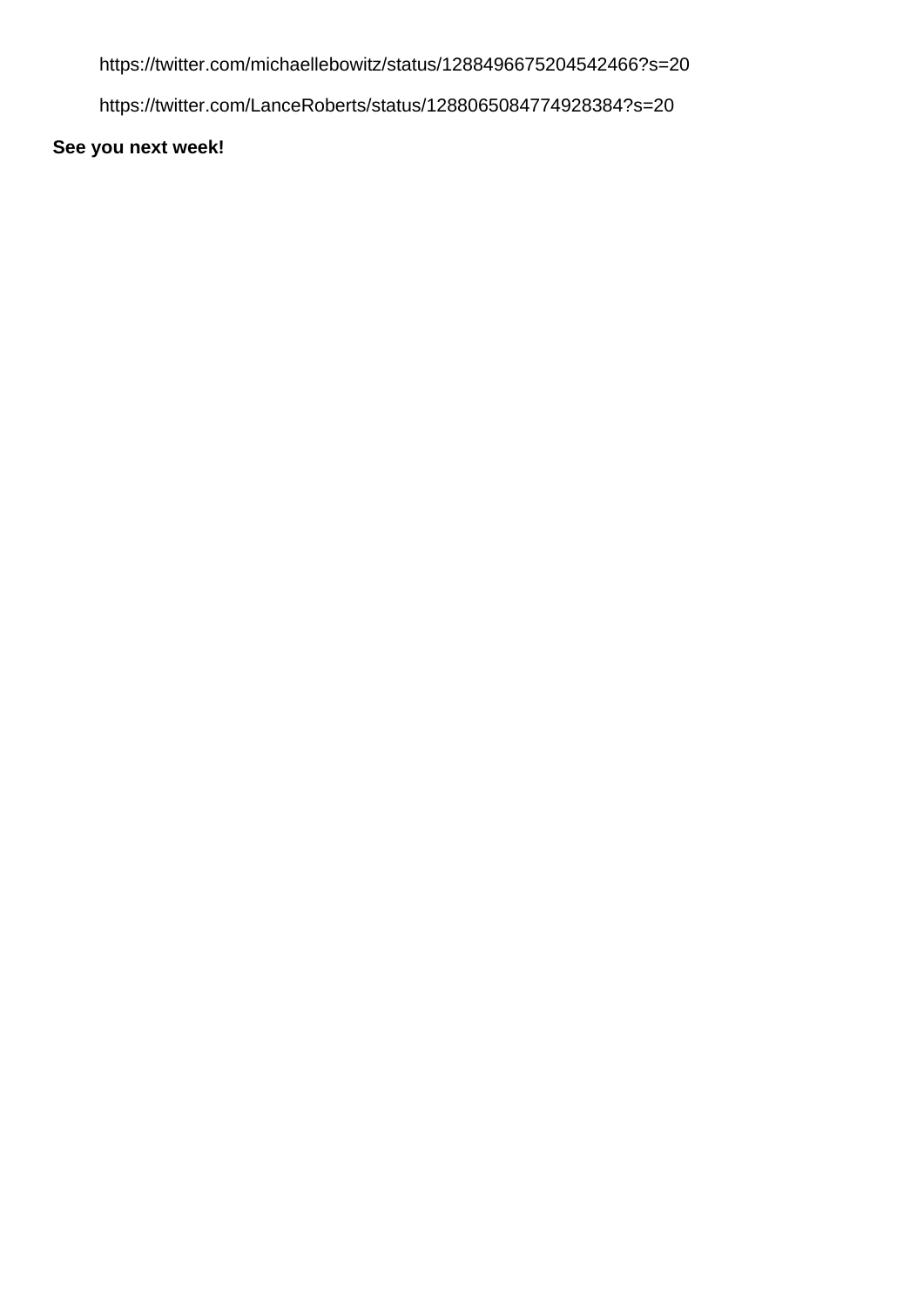https://twitter.com/michaellebowitz/status/1288496675204542466?s=20

https://twitter.com/LanceRoberts/status/1288065084774928384?s=20

**See you next week!**